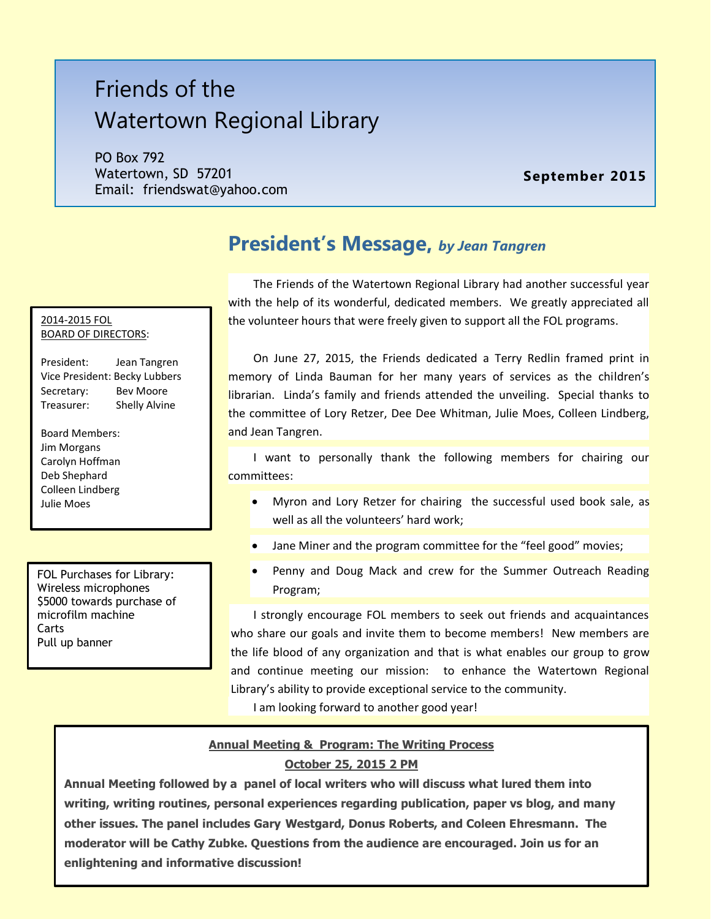# Friends of the Watertown Regional Library

PO Box 792
Watertown, SD 57201
Email: friendswat@yahoo.com

**September 2015**

## President's Message, *by Jean Tangren*

The Friends of the Watertown Regional Library had another successful year with the help of its wonderful, dedicated members. We greatly appreciated all the volunteer hours that were freely given to support all the FOL programs.

On June 27, 2015, the Friends dedicated a Terry Redlin framed print in memory of Linda Bauman for her many years of services as the children's librarian. Linda's family and friends attended the unveiling. Special thanks to the committee of Lory Retzer, Dee Dee Whitman, Julie Moes, Colleen Lindberg, and Jean Tangren.

I want to personally thank the following members for chairing our committees:

- Myron and Lory Retzer for chairing the successful used book sale, as well as all the volunteers' hard work;
- Jane Miner and the program committee for the "feel good" movies;
- Penny and Doug Mack and crew for the Summer Outreach Reading Program;

I strongly encourage FOL members to seek out friends and acquaintances who share our goals and invite them to become members! New members are the life blood of any organization and that is what enables our group to grow and continue meeting our mission: to enhance the Watertown Regional Library's ability to provide exceptional service to the community.

I am looking forward to another good year!

<u>2014-2015 FOL BOARD OF DIRECTORS</u>:

President: Jean Tangren
Vice President: Becky Lubbers
Secretary: Bev Moore
Treasurer: Shelly Alvine

Board Members:
Jim Morgans
Carolyn Hoffman
Deb Shephard
Colleen Lindberg
Julie Moes

FOL Purchases for Library:
Wireless microphones
$5000 towards purchase of microfilm machine
Carts
Pull up banner

**Annual Meeting & Program: The Writing Process**

**October 25, 2015 2 PM**

**Annual Meeting followed by a panel of local writers who will discuss what lured them into writing, writing routines, personal experiences regarding publication, paper vs blog, and many other issues. The panel includes Gary Westgard, Donus Roberts, and Coleen Ehresmann. The moderator will be Cathy Zubke. Questions from the audience are encouraged. Join us for an enlightening and informative discussion!**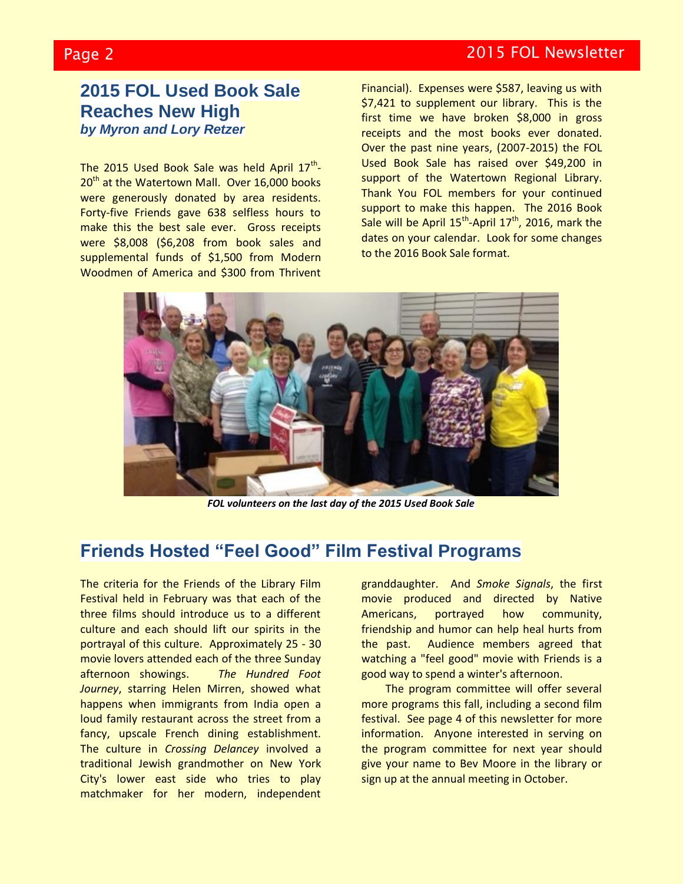## 2015 FOL Used Book Sale Reaches New High

***by Myron and Lory Retzer***

The 2015 Used Book Sale was held April 17th-20th at the Watertown Mall. Over 16,000 books were generously donated by area residents. Forty-five Friends gave 638 selfless hours to make this the best sale ever. Gross receipts were $8,008 ($6,208 from book sales and supplemental funds of $1,500 from Modern Woodmen of America and $300 from Thrivent Financial). Expenses were $587, leaving us with $7,421 to supplement our library. This is the first time we have broken $8,000 in gross receipts and the most books ever donated. Over the past nine years, (2007-2015) the FOL Used Book Sale has raised over $49,200 in support of the Watertown Regional Library. Thank You FOL members for your continued support to make this happen. The 2016 Book Sale will be April 15th-April 17th, 2016, mark the dates on your calendar. Look for some changes to the 2016 Book Sale format.

***FOL volunteers on the last day of the 2015 Used Book Sale***

## Friends Hosted "Feel Good" Film Festival Programs

The criteria for the Friends of the Library Film Festival held in February was that each of the three films should introduce us to a different culture and each should lift our spirits in the portrayal of this culture. Approximately 25 - 30 movie lovers attended each of the three Sunday afternoon showings. *The Hundred Foot Journey*, starring Helen Mirren, showed what happens when immigrants from India open a loud family restaurant across the street from a fancy, upscale French dining establishment. The culture in *Crossing Delancey* involved a traditional Jewish grandmother on New York City's lower east side who tries to play matchmaker for her modern, independent granddaughter. And *Smoke Signals*, the first movie produced and directed by Native Americans, portrayed how community, friendship and humor can help heal hurts from the past. Audience members agreed that watching a "feel good" movie with Friends is a good way to spend a winter's afternoon.

The program committee will offer several more programs this fall, including a second film festival. See page 4 of this newsletter for more information. Anyone interested in serving on the program committee for next year should give your name to Bev Moore in the library or sign up at the annual meeting in October.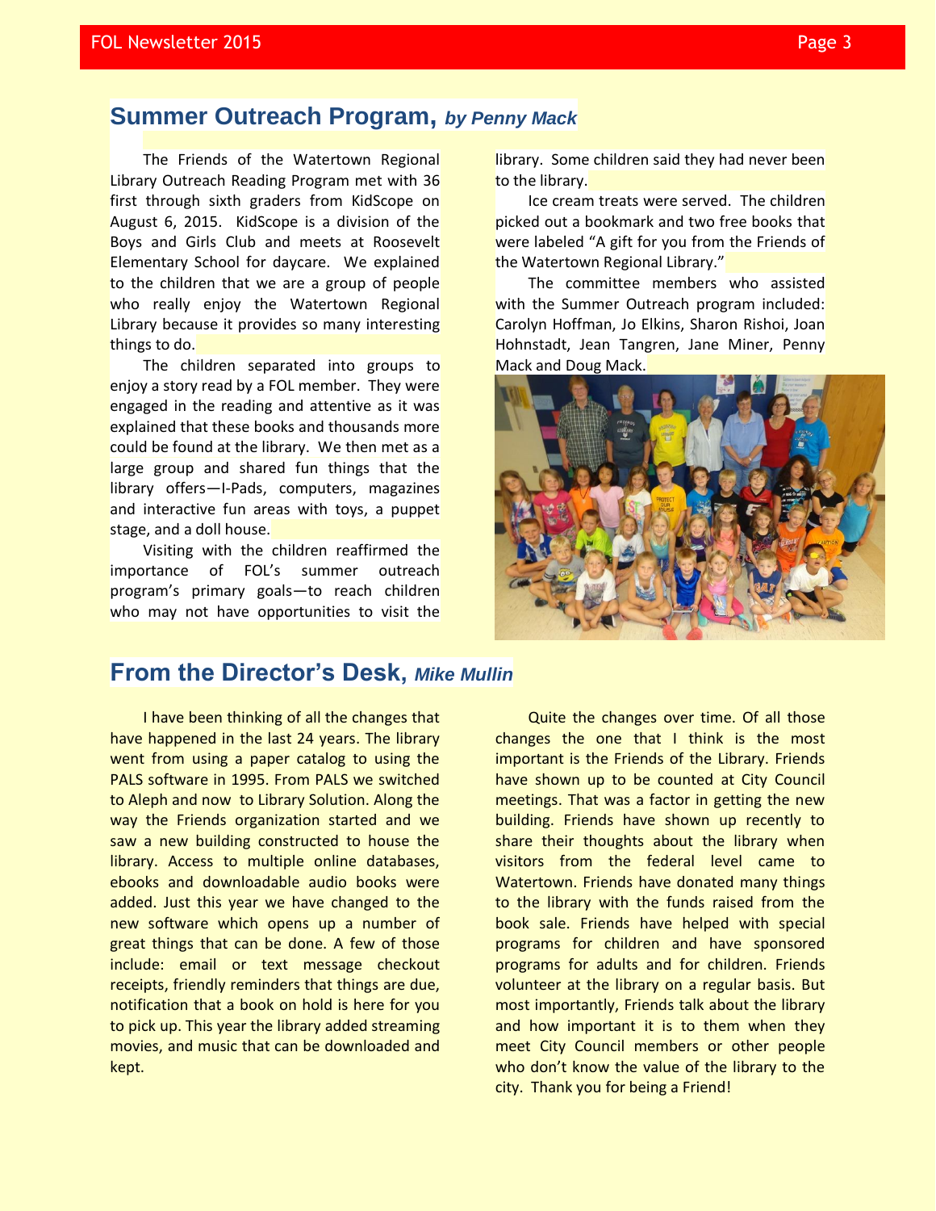## Summary Outreach Program, *by Penny Mack*

The Friends of the Watertown Regional Library Outreach Reading Program met with 36 first through sixth graders from KidScope on August 6, 2015. KidScope is a division of the Boys and Girls Club and meets at Roosevelt Elementary School for daycare. We explained to the children that we are a group of people who really enjoy the Watertown Regional Library because it provides so many interesting things to do.

The children separated into groups to enjoy a story read by a FOL member. They were engaged in the reading and attentive as it was explained that these books and thousands more could be found at the library. We then met as a large group and shared fun things that the library offers—I-Pads, computers, magazines and interactive fun areas with toys, a puppet stage, and a doll house.

Visiting with the children reaffirmed the importance of FOL's summer outreach program's primary goals—to reach children who may not have opportunities to visit the library. Some children said they had never been to the library.

Ice cream treats were served. The children picked out a bookmark and two free books that were labeled "A gift for you from the Friends of the Watertown Regional Library."

The committee members who assisted with the Summer Outreach program included: Carolyn Hoffman, Jo Elkins, Sharon Rishoi, Joan Hohnstadt, Jean Tangren, Jane Miner, Penny Mack and Doug Mack.

## From the Director's Desk, *Mike Mullin*

I have been thinking of all the changes that have happened in the last 24 years. The library went from using a paper catalog to using the PALS software in 1995. From PALS we switched to Aleph and now to Library Solution. Along the way the Friends organization started and we saw a new building constructed to house the library. Access to multiple online databases, ebooks and downloadable audio books were added. Just this year we have changed to the new software which opens up a number of great things that can be done. A few of those include: email or text message checkout receipts, friendly reminders that things are due, notification that a book on hold is here for you to pick up. This year the library added streaming movies, and music that can be downloaded and kept.

Quite the changes over time. Of all those changes the one that I think is the most important is the Friends of the Library. Friends have shown up to be counted at City Council meetings. That was a factor in getting the new building. Friends have shown up recently to share their thoughts about the library when visitors from the federal level came to Watertown. Friends have donated many things to the library with the funds raised from the book sale. Friends have helped with special programs for children and have sponsored programs for adults and for children. Friends volunteer at the library on a regular basis. But most importantly, Friends talk about the library and how important it is to them when they meet City Council members or other people who don't know the value of the library to the city. Thank you for being a Friend!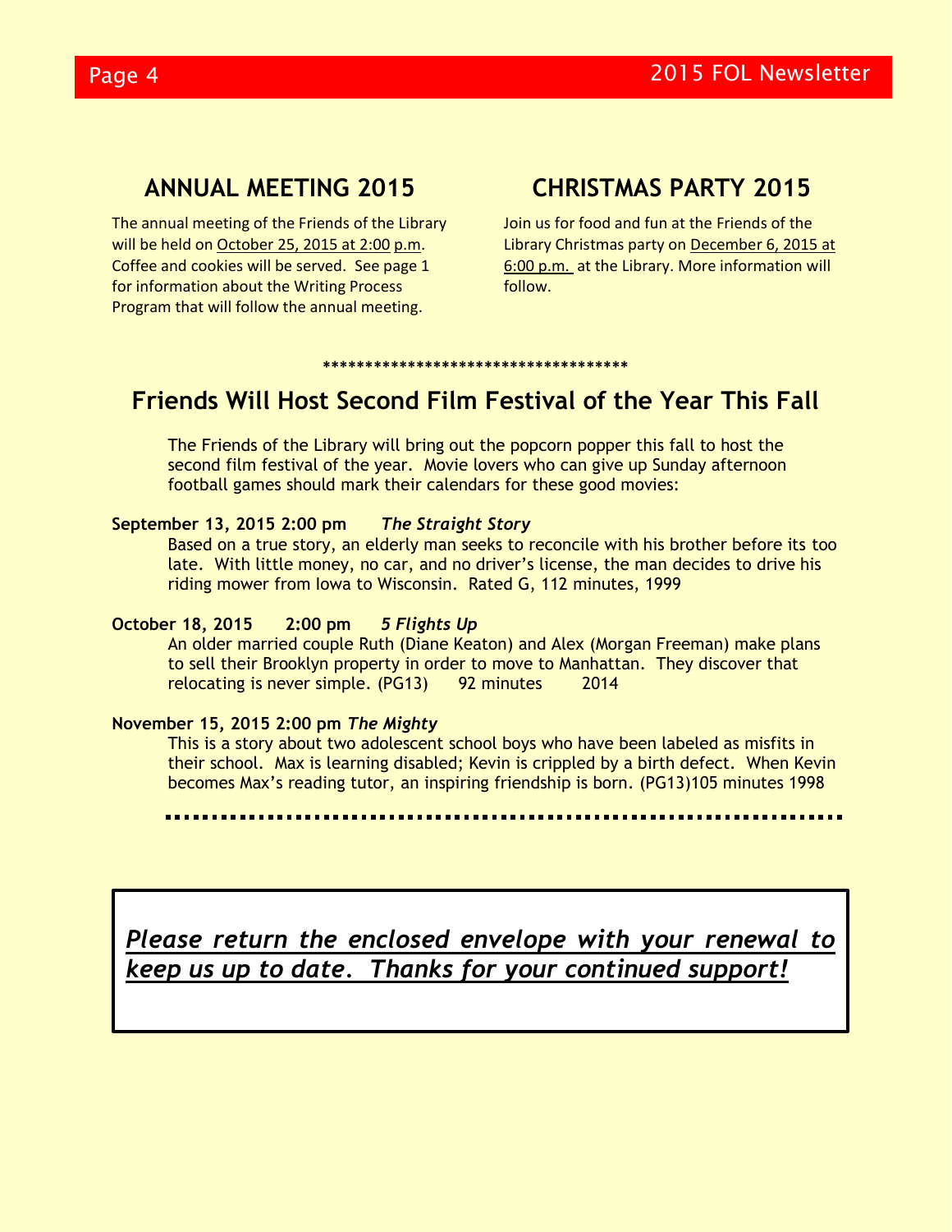## ANNUAL MEETING 2015

The annual meeting of the Friends of the Library will be held on October 25, 2015 at 2:00 p.m. Coffee and cookies will be served. See page 1 for information about the Writing Process Program that will follow the annual meeting.

## CHRISTMAS PARTY 2015

Join us for food and fun at the Friends of the Library Christmas party on December 6, 2015 at 6:00 p.m. at the Library. More information will follow.

************************************

## Friends Will Host Second Film Festival of the Year This Fall

The Friends of the Library will bring out the popcorn popper this fall to host the second film festival of the year. Movie lovers who can give up Sunday afternoon football games should mark their calendars for these good movies:

**September 13, 2015 2:00 pm** ***The Straight Story***

Based on a true story, an elderly man seeks to reconcile with his brother before its too late. With little money, no car, and no driver's license, the man decides to drive his riding mower from Iowa to Wisconsin. Rated G, 112 minutes, 1999

**October 18, 2015 2:00 pm** ***5 Flights Up***

An older married couple Ruth (Diane Keaton) and Alex (Morgan Freeman) make plans to sell their Brooklyn property in order to move to Manhattan. They discover that relocating is never simple. (PG13) 92 minutes 2014

**November 15, 2015 2:00 pm** ***The Mighty***

This is a story about two adolescent school boys who have been labeled as misfits in their school. Max is learning disabled; Kevin is crippled by a birth defect. When Kevin becomes Max's reading tutor, an inspiring friendship is born. (PG13)105 minutes 1998

---

***Please return the enclosed envelope with your renewal to keep us up to date. Thanks for your continued support!***